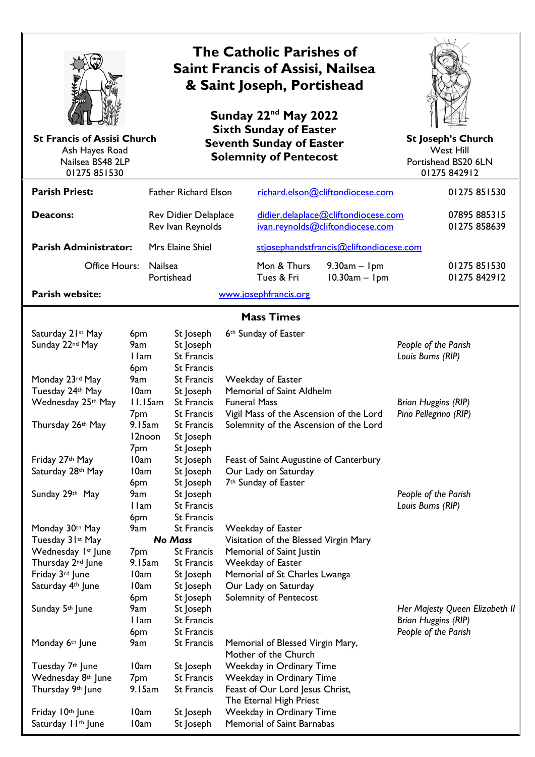# The Catholic Parishes of Saint Francis of Assisi, Nailsea & Saint Joseph, Portishead

**St Francis of Assisi Church**
Ash Hayes Road
Nailsea BS48 2LP
01275 851530

**Sunday 22nd May 2022**
**Sixth Sunday of Easter**
**Seventh Sunday of Easter**
**Solemnity of Pentecost**

**St Joseph's Church**
West Hill
Portishead BS20 6LN
01275 842912

| | | | | |
|---|---|---|---|---|
| **Parish Priest:** | Father Richard Elson | richard.elson@cliftondiocese.com | | 01275 851530 |
| **Deacons:** | Rev Didier Delaplace<br>Rev Ivan Reynolds | didier.delaplace@cliftondiocese.com<br>ivan.reynolds@cliftondiocese.com | | 07895 885315<br>01275 858639 |
| **Parish Administrator:** | Mrs Elaine Shiel | stjosephandstfrancis@cliftondiocese.com | | |
| Office Hours: | Nailsea<br>Portishead | Mon & Thurs<br>Tues & Fri | 9.30am – 1pm<br>10.30am – 1pm | 01275 851530<br>01275 842912 |
| **Parish website:** | | www.josephfrancis.org | | |

## Mass Times

| Date | Time | Church | Celebration | Intention |
|---|---|---|---|---|
| Saturday 21st May | 6pm | St Joseph | 6th Sunday of Easter | |
| Sunday 22nd May | 9am | St Joseph | | *People of the Parish* |
| | 11am | St Francis | | *Louis Burns (RIP)* |
| | 6pm | St Francis | | |
| Monday 23rd May | 9am | St Francis | Weekday of Easter | |
| Tuesday 24th May | 10am | St Joseph | Memorial of Saint Aldhelm | |
| Wednesday 25th May | 11.15am | St Francis | Funeral Mass | *Brian Huggins (RIP)* |
| | 7pm | St Francis | Vigil Mass of the Ascension of the Lord | *Pino Pellegrino (RIP)* |
| Thursday 26th May | 9.15am | St Francis | Solemnity of the Ascension of the Lord | |
| | 12noon | St Joseph | | |
| | 7pm | St Joseph | | |
| Friday 27th May | 10am | St Joseph | Feast of Saint Augustine of Canterbury | |
| Saturday 28th May | 10am | St Joseph | Our Lady on Saturday | |
| | 6pm | St Joseph | 7th Sunday of Easter | |
| Sunday 29th May | 9am | St Joseph | | *People of the Parish* |
| | 11am | St Francis | | *Louis Burns (RIP)* |
| | 6pm | St Francis | | |
| Monday 30th May | 9am | St Francis | Weekday of Easter | |
| Tuesday 31st May | ***No Mass*** | | Visitation of the Blessed Virgin Mary | |
| Wednesday 1st June | 7pm | St Francis | Memorial of Saint Justin | |
| Thursday 2nd June | 9.15am | St Francis | Weekday of Easter | |
| Friday 3rd June | 10am | St Joseph | Memorial of St Charles Lwanga | |
| Saturday 4th June | 10am | St Joseph | Our Lady on Saturday | |
| | 6pm | St Joseph | Solemnity of Pentecost | |
| Sunday 5th June | 9am | St Joseph | | *Her Majesty Queen Elizabeth II* |
| | 11am | St Francis | | *Brian Huggins (RIP)* |
| | 6pm | St Francis | | *People of the Parish* |
| Monday 6th June | 9am | St Francis | Memorial of Blessed Virgin Mary, Mother of the Church | |
| Tuesday 7th June | 10am | St Joseph | Weekday in Ordinary Time | |
| Wednesday 8th June | 7pm | St Francis | Weekday in Ordinary Time | |
| Thursday 9th June | 9.15am | St Francis | Feast of Our Lord Jesus Christ, The Eternal High Priest | |
| Friday 10th June | 10am | St Joseph | Weekday in Ordinary Time | |
| Saturday 11th June | 10am | St Joseph | Memorial of Saint Barnabas | |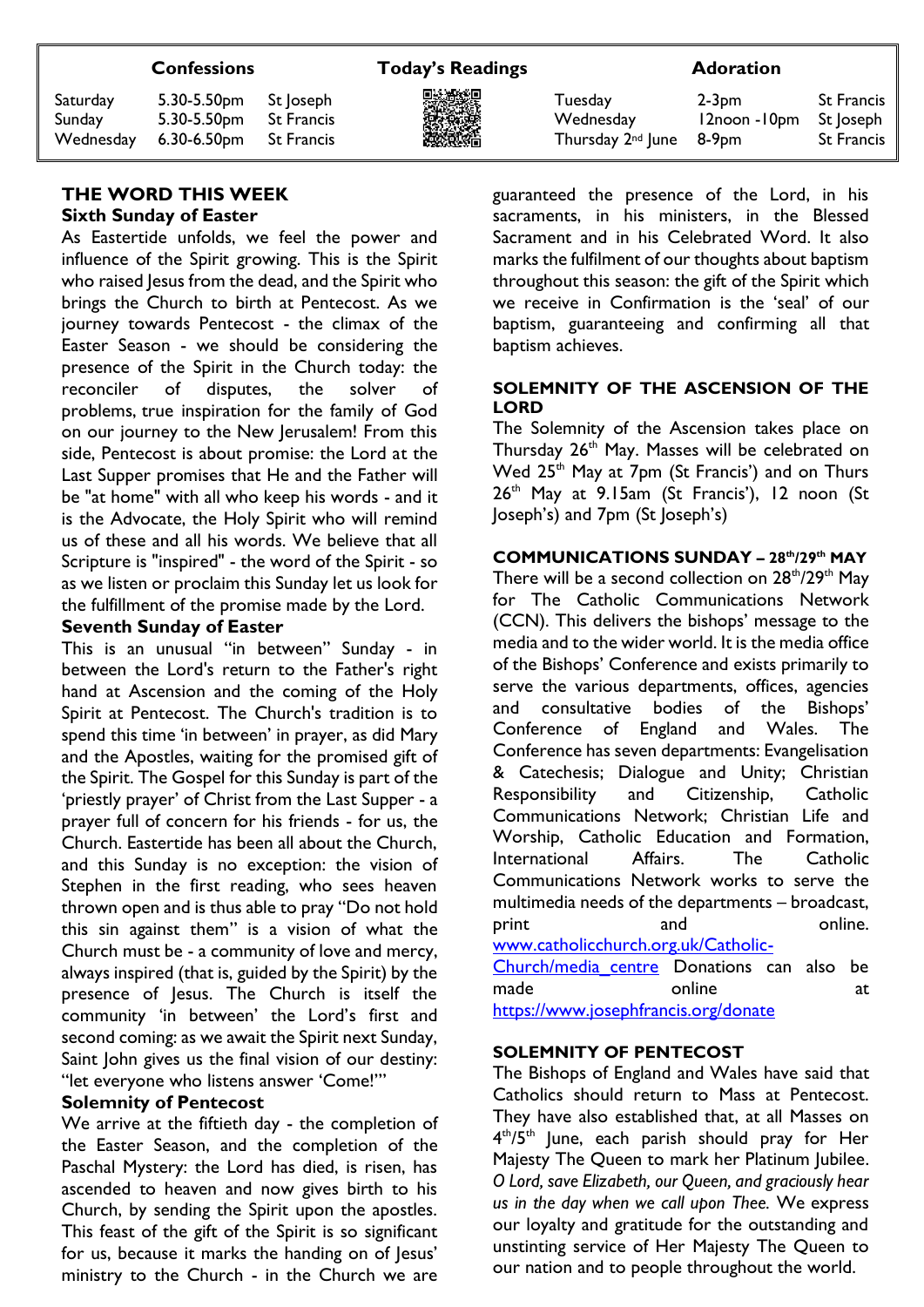| Confessions | | | Today's Readings | Adoration | | |
|---|---|---|---|---|---|---|
| Saturday | 5.30-5.50pm | St Joseph | | Tuesday | 2-3pm | St Francis |
| Sunday | 5.30-5.50pm | St Francis | | Wednesday | 12noon -10pm | St Joseph |
| Wednesday | 6.30-6.50pm | St Francis | | Thursday 2nd June | 8-9pm | St Francis |

## THE WORD THIS WEEK

### Sixth Sunday of Easter

As Eastertide unfolds, we feel the power and influence of the Spirit growing. This is the Spirit who raised Jesus from the dead, and the Spirit who brings the Church to birth at Pentecost. As we journey towards Pentecost - the climax of the Easter Season - we should be considering the presence of the Spirit in the Church today: the reconciler of disputes, the solver of problems, true inspiration for the family of God on our journey to the New Jerusalem! From this side, Pentecost is about promise: the Lord at the Last Supper promises that He and the Father will be "at home" with all who keep his words - and it is the Advocate, the Holy Spirit who will remind us of these and all his words. We believe that all Scripture is "inspired" - the word of the Spirit - so as we listen or proclaim this Sunday let us look for the fulfillment of the promise made by the Lord.

### Seventh Sunday of Easter

This is an unusual "in between" Sunday - in between the Lord's return to the Father's right hand at Ascension and the coming of the Holy Spirit at Pentecost. The Church's tradition is to spend this time 'in between' in prayer, as did Mary and the Apostles, waiting for the promised gift of the Spirit. The Gospel for this Sunday is part of the 'priestly prayer' of Christ from the Last Supper - a prayer full of concern for his friends - for us, the Church. Eastertide has been all about the Church, and this Sunday is no exception: the vision of Stephen in the first reading, who sees heaven thrown open and is thus able to pray "Do not hold this sin against them" is a vision of what the Church must be - a community of love and mercy, always inspired (that is, guided by the Spirit) by the presence of Jesus. The Church is itself the community 'in between' the Lord's first and second coming: as we await the Spirit next Sunday, Saint John gives us the final vision of our destiny: "let everyone who listens answer 'Come!'"

### Solemnity of Pentecost

We arrive at the fiftieth day - the completion of the Easter Season, and the completion of the Paschal Mystery: the Lord has died, is risen, has ascended to heaven and now gives birth to his Church, by sending the Spirit upon the apostles. This feast of the gift of the Spirit is so significant for us, because it marks the handing on of Jesus' ministry to the Church - in the Church we are guaranteed the presence of the Lord, in his sacraments, in his ministers, in the Blessed Sacrament and in his Celebrated Word. It also marks the fulfilment of our thoughts about baptism throughout this season: the gift of the Spirit which we receive in Confirmation is the 'seal' of our baptism, guaranteeing and confirming all that baptism achieves.

## SOLEMNITY OF THE ASCENSION OF THE LORD

The Solemnity of the Ascension takes place on Thursday 26th May. Masses will be celebrated on Wed 25th May at 7pm (St Francis') and on Thurs 26th May at 9.15am (St Francis'), 12 noon (St Joseph's) and 7pm (St Joseph's)

## COMMUNICATIONS SUNDAY – 28th/29th MAY

There will be a second collection on 28th/29th May for The Catholic Communications Network (CCN). This delivers the bishops' message to the media and to the wider world. It is the media office of the Bishops' Conference and exists primarily to serve the various departments, offices, agencies and consultative bodies of the Bishops' Conference of England and Wales. The Conference has seven departments: Evangelisation & Catechesis; Dialogue and Unity; Christian Responsibility and Citizenship, Catholic Communications Network; Christian Life and Worship, Catholic Education and Formation, International Affairs. The Catholic Communications Network works to serve the multimedia needs of the departments – broadcast, print and online. www.catholicchurch.org.uk/Catholic-Church/media_centre Donations can also be made online at https://www.josephfrancis.org/donate

## SOLEMNITY OF PENTECOST

The Bishops of England and Wales have said that Catholics should return to Mass at Pentecost. They have also established that, at all Masses on 4th/5th June, each parish should pray for Her Majesty The Queen to mark her Platinum Jubilee. *O Lord, save Elizabeth, our Queen, and graciously hear us in the day when we call upon Thee.* We express our loyalty and gratitude for the outstanding and unstinting service of Her Majesty The Queen to our nation and to people throughout the world.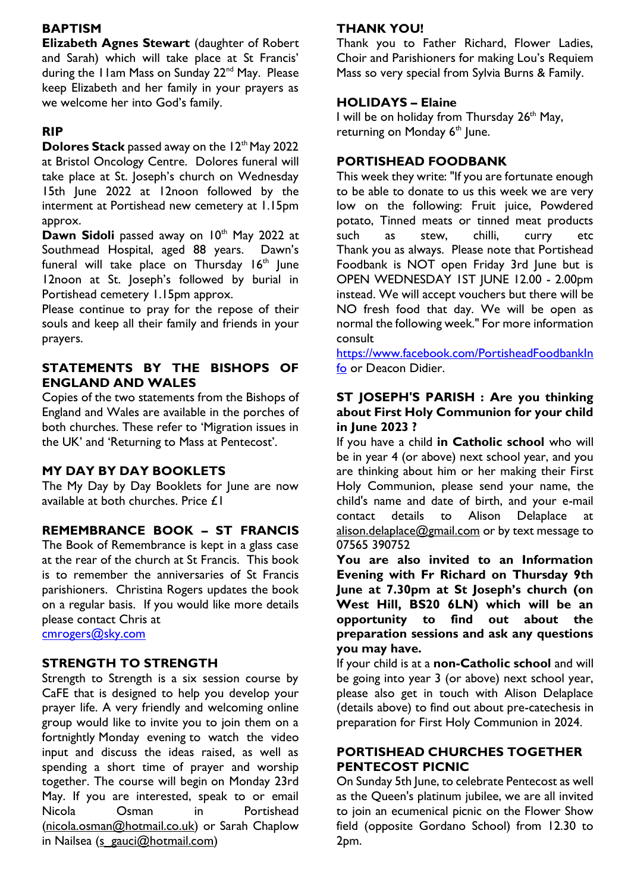## BAPTISM

**Elizabeth Agnes Stewart** (daughter of Robert and Sarah) which will take place at St Francis' during the 11am Mass on Sunday 22nd May. Please keep Elizabeth and her family in your prayers as we welcome her into God's family.

## RIP

**Dolores Stack** passed away on the 12th May 2022 at Bristol Oncology Centre. Dolores funeral will take place at St. Joseph's church on Wednesday 15th June 2022 at 12noon followed by the interment at Portishead new cemetery at 1.15pm approx.

**Dawn Sidoli** passed away on 10th May 2022 at Southmead Hospital, aged 88 years. Dawn's funeral will take place on Thursday 16th June 12noon at St. Joseph's followed by burial in Portishead cemetery 1.15pm approx.

Please continue to pray for the repose of their souls and keep all their family and friends in your prayers.

## STATEMENTS BY THE BISHOPS OF ENGLAND AND WALES

Copies of the two statements from the Bishops of England and Wales are available in the porches of both churches. These refer to 'Migration issues in the UK' and 'Returning to Mass at Pentecost'.

## MY DAY BY DAY BOOKLETS

The My Day by Day Booklets for June are now available at both churches. Price £1

## REMEMBRANCE BOOK – ST FRANCIS

The Book of Remembrance is kept in a glass case at the rear of the church at St Francis. This book is to remember the anniversaries of St Francis parishioners. Christina Rogers updates the book on a regular basis. If you would like more details please contact Chris at cmrogers@sky.com

## STRENGTH TO STRENGTH

Strength to Strength is a six session course by CaFE that is designed to help you develop your prayer life. A very friendly and welcoming online group would like to invite you to join them on a fortnightly Monday evening to watch the video input and discuss the ideas raised, as well as spending a short time of prayer and worship together. The course will begin on Monday 23rd May. If you are interested, speak to or email Nicola Osman in Portishead (nicola.osman@hotmail.co.uk) or Sarah Chaplow in Nailsea (s_gauci@hotmail.com)

## THANK YOU!

Thank you to Father Richard, Flower Ladies, Choir and Parishioners for making Lou's Requiem Mass so very special from Sylvia Burns & Family.

## HOLIDAYS – Elaine

I will be on holiday from Thursday 26th May, returning on Monday 6th June.

## PORTISHEAD FOODBANK

This week they write: "If you are fortunate enough to be able to donate to us this week we are very low on the following: Fruit juice, Powdered potato, Tinned meats or tinned meat products such as stew, chilli, curry etc Thank you as always. Please note that Portishead Foodbank is NOT open Friday 3rd June but is OPEN WEDNESDAY 1ST JUNE 12.00 - 2.00pm instead. We will accept vouchers but there will be NO fresh food that day. We will be open as normal the following week." For more information consult https://www.facebook.com/PortisheadFoodbankInfo or Deacon Didier.

## ST JOSEPH'S PARISH : Are you thinking about First Holy Communion for your child in June 2023 ?

If you have a child **in Catholic school** who will be in year 4 (or above) next school year, and you are thinking about him or her making their First Holy Communion, please send your name, the child's name and date of birth, and your e-mail contact details to Alison Delaplace at alison.delaplace@gmail.com or by text message to 07565 390752

**You are also invited to an Information Evening with Fr Richard on Thursday 9th June at 7.30pm at St Joseph's church (on West Hill, BS20 6LN) which will be an opportunity to find out about the preparation sessions and ask any questions you may have.**

If your child is at a **non-Catholic school** and will be going into year 3 (or above) next school year, please also get in touch with Alison Delaplace (details above) to find out about pre-catechesis in preparation for First Holy Communion in 2024.

## PORTISHEAD CHURCHES TOGETHER PENTECOST PICNIC

On Sunday 5th June, to celebrate Pentecost as well as the Queen's platinum jubilee, we are all invited to join an ecumenical picnic on the Flower Show field (opposite Gordano School) from 12.30 to 2pm.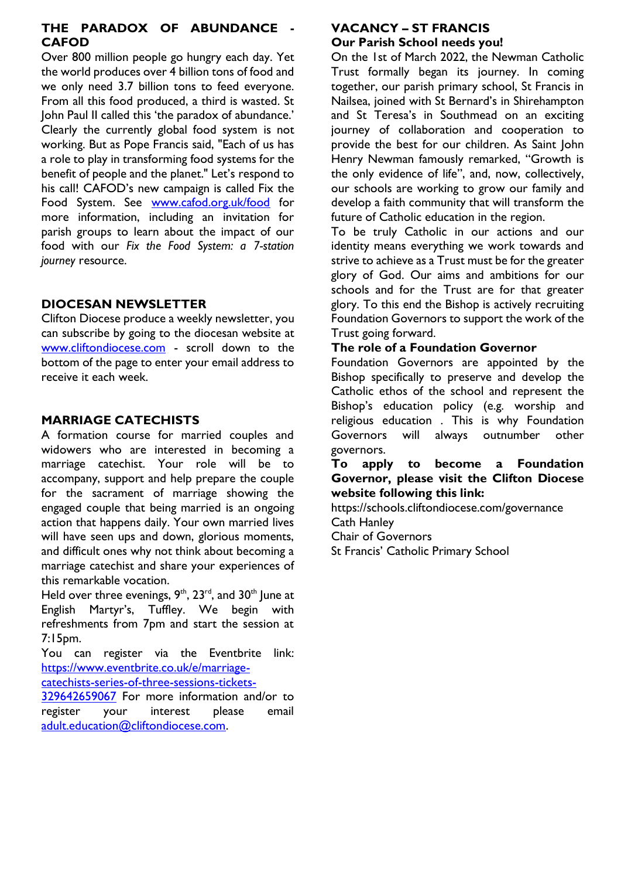## THE PARADOX OF ABUNDANCE - CAFOD

Over 800 million people go hungry each day. Yet the world produces over 4 billion tons of food and we only need 3.7 billion tons to feed everyone. From all this food produced, a third is wasted. St John Paul II called this 'the paradox of abundance.' Clearly the currently global food system is not working. But as Pope Francis said, "Each of us has a role to play in transforming food systems for the benefit of people and the planet." Let's respond to his call! CAFOD's new campaign is called Fix the Food System. See [www.cafod.org.uk/food](www.cafod.org.uk/food) for more information, including an invitation for parish groups to learn about the impact of our food with our *Fix the Food System: a 7-station journey* resource.

## DIOCESAN NEWSLETTER

Clifton Diocese produce a weekly newsletter, you can subscribe by going to the diocesan website at [www.cliftondiocese.com](www.cliftondiocese.com) - scroll down to the bottom of the page to enter your email address to receive it each week.

## MARRIAGE CATECHISTS

A formation course for married couples and widowers who are interested in becoming a marriage catechist. Your role will be to accompany, support and help prepare the couple for the sacrament of marriage showing the engaged couple that being married is an ongoing action that happens daily. Your own married lives will have seen ups and down, glorious moments, and difficult ones why not think about becoming a marriage catechist and share your experiences of this remarkable vocation.

Held over three evenings, 9th, 23rd, and 30th June at English Martyr's, Tuffley. We begin with refreshments from 7pm and start the session at 7:15pm.

You can register via the Eventbrite link: [https://www.eventbrite.co.uk/e/marriage-catechists-series-of-three-sessions-tickets-329642659067](https://www.eventbrite.co.uk/e/marriage-catechists-series-of-three-sessions-tickets-329642659067) For more information and/or to register your interest please email [adult.education@cliftondiocese.com](mailto:adult.education@cliftondiocese.com).

## VACANCY – ST FRANCIS

**Our Parish School needs you!**

On the 1st of March 2022, the Newman Catholic Trust formally began its journey. In coming together, our parish primary school, St Francis in Nailsea, joined with St Bernard's in Shirehampton and St Teresa's in Southmead on an exciting journey of collaboration and cooperation to provide the best for our children. As Saint John Henry Newman famously remarked, "Growth is the only evidence of life", and, now, collectively, our schools are working to grow our family and develop a faith community that will transform the future of Catholic education in the region.

To be truly Catholic in our actions and our identity means everything we work towards and strive to achieve as a Trust must be for the greater glory of God. Our aims and ambitions for our schools and for the Trust are for that greater glory. To this end the Bishop is actively recruiting Foundation Governors to support the work of the Trust going forward.

**The role of a Foundation Governor**

Foundation Governors are appointed by the Bishop specifically to preserve and develop the Catholic ethos of the school and represent the Bishop's education policy (e.g. worship and religious education . This is why Foundation Governors will always outnumber other governors.

**To apply to become a Foundation Governor, please visit the Clifton Diocese website following this link:**

https://schools.cliftondiocese.com/governance

Cath Hanley
Chair of Governors
St Francis' Catholic Primary School